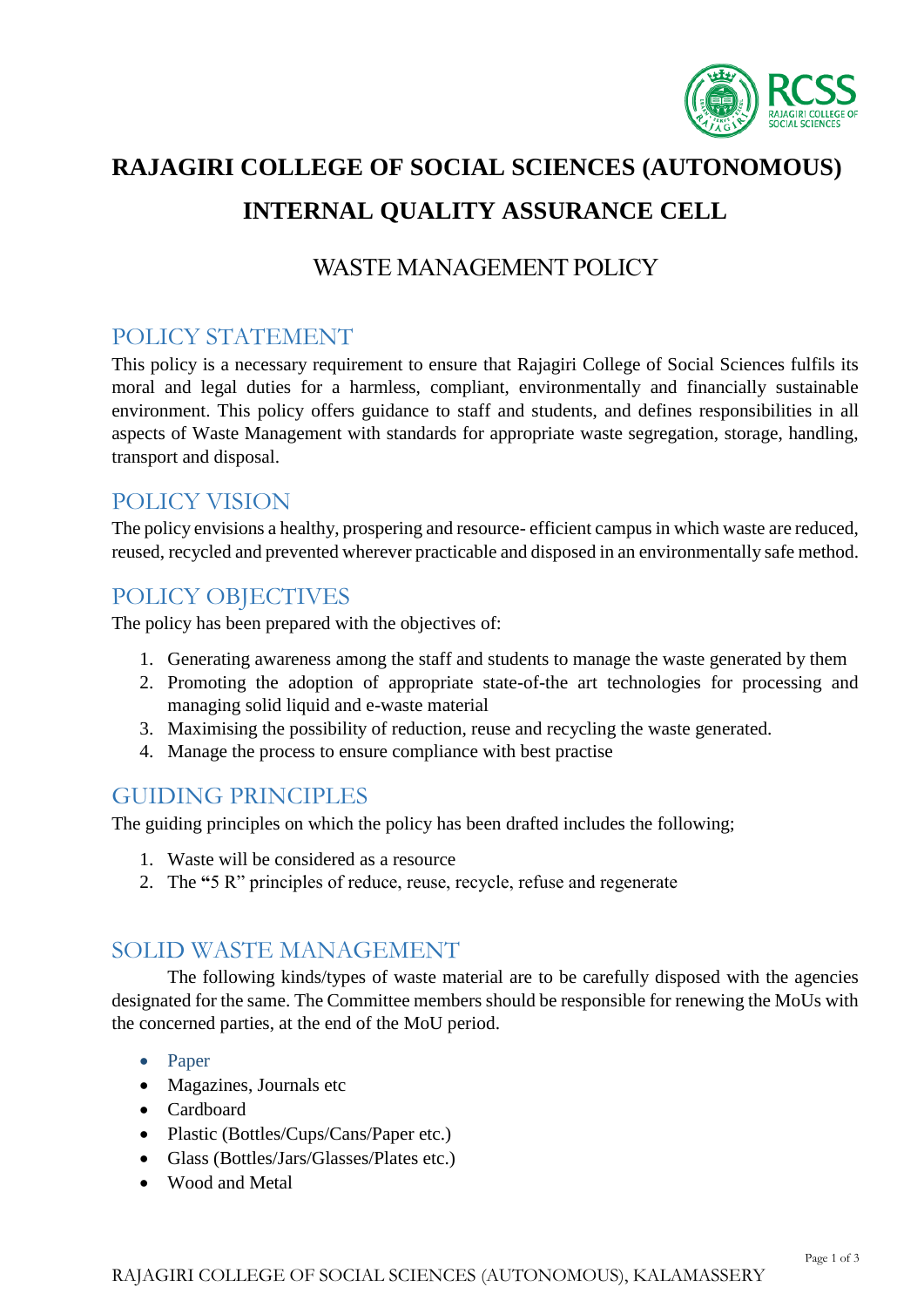# RAJAGIRI COLLEGE OF SOCIAL SCIENCES (AUTONOMOUS)

# INTERNAL QUALITY ASSURANCE CELL

## WASTE MANAGEMENT POLICY

### POLICY STATEMENT

This policy is a necessary requirement to ensure that Rajagiri College of Social Sciences fulfils its moral and legal duties for a harmless, compliant, environmentally and financially sustainable environment. This policy offers guidance to staff and students, and defines responsibilities in all aspects of Waste Management with standards for appropriate waste segregation, storage, handling, transport and disposal.

### POLICY VISION

The policy envisions a healthy, prospering and resource- efficient campus in which waste are reduced, reused, recycled and prevented wherever practicable and disposed in an environmentally safe method.

### POLICY OBJECTIVES

The policy has been prepared with the objectives of:

1. Generating awareness among the staff and students to manage the waste generated by them
2. Promoting the adoption of appropriate state-of-the art technologies for processing and managing solid liquid and e-waste material
3. Maximising the possibility of reduction, reuse and recycling the waste generated.
4. Manage the process to ensure compliance with best practise

### GUIDING PRINCIPLES

The guiding principles on which the policy has been drafted includes the following;

1. Waste will be considered as a resource
2. The **"**5 R" principles of reduce, reuse, recycle, refuse and regenerate

### SOLID WASTE MANAGEMENT

The following kinds/types of waste material are to be carefully disposed with the agencies designated for the same. The Committee members should be responsible for renewing the MoUs with the concerned parties, at the end of the MoU period.

- Paper
- Magazines, Journals etc
- Cardboard
- Plastic (Bottles/Cups/Cans/Paper etc.)
- Glass (Bottles/Jars/Glasses/Plates etc.)
- Wood and Metal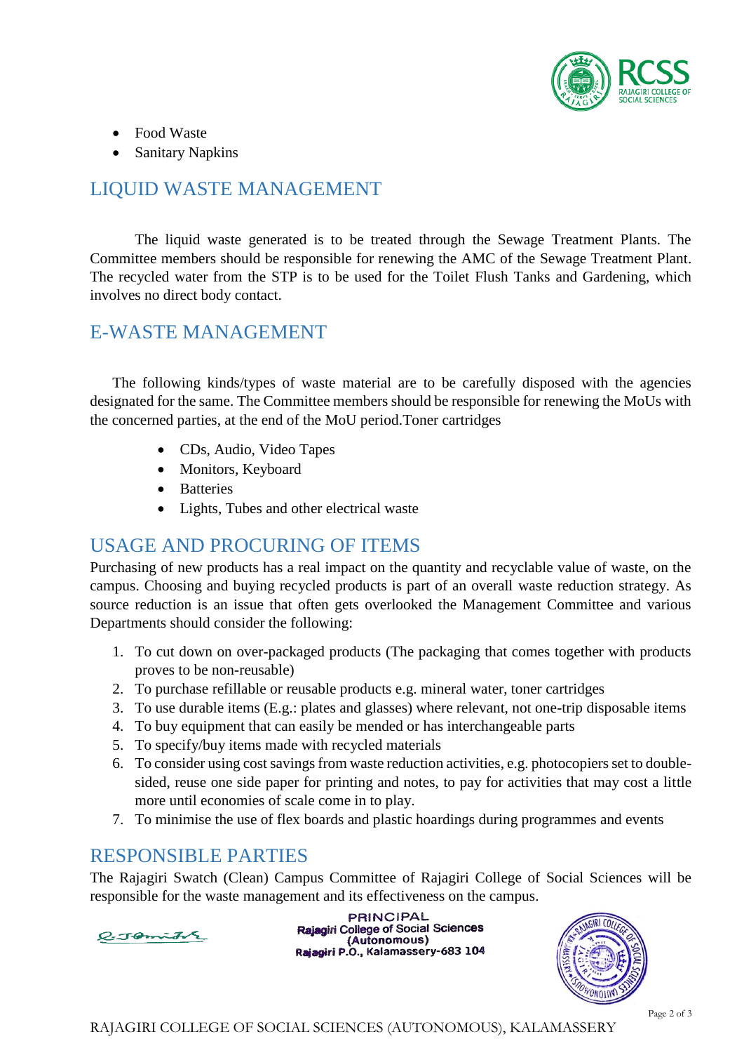- Food Waste
- Sanitary Napkins

## LIQUID WASTE MANAGEMENT

The liquid waste generated is to be treated through the Sewage Treatment Plants. The Committee members should be responsible for renewing the AMC of the Sewage Treatment Plant. The recycled water from the STP is to be used for the Toilet Flush Tanks and Gardening, which involves no direct body contact.

## E-WASTE MANAGEMENT

The following kinds/types of waste material are to be carefully disposed with the agencies designated for the same. The Committee members should be responsible for renewing the MoUs with the concerned parties, at the end of the MoU period.Toner cartridges

- CDs, Audio, Video Tapes
- Monitors, Keyboard
- Batteries
- Lights, Tubes and other electrical waste

## USAGE AND PROCURING OF ITEMS

Purchasing of new products has a real impact on the quantity and recyclable value of waste, on the campus. Choosing and buying recycled products is part of an overall waste reduction strategy. As source reduction is an issue that often gets overlooked the Management Committee and various Departments should consider the following:

1. To cut down on over-packaged products (The packaging that comes together with products proves to be non-reusable)
2. To purchase refillable or reusable products e.g. mineral water, toner cartridges
3. To use durable items (E.g.: plates and glasses) where relevant, not one-trip disposable items
4. To buy equipment that can easily be mended or has interchangeable parts
5. To specify/buy items made with recycled materials
6. To consider using cost savings from waste reduction activities, e.g. photocopiers set to double-sided, reuse one side paper for printing and notes, to pay for activities that may cost a little more until economies of scale come in to play.
7. To minimise the use of flex boards and plastic hoardings during programmes and events

## RESPONSIBLE PARTIES

The Rajagiri Swatch (Clean) Campus Committee of Rajagiri College of Social Sciences will be responsible for the waste management and its effectiveness on the campus.

PRINCIPAL
Rajagiri College of Social Sciences
(Autonomous)
Rajagiri P.O., Kalamassery-683 104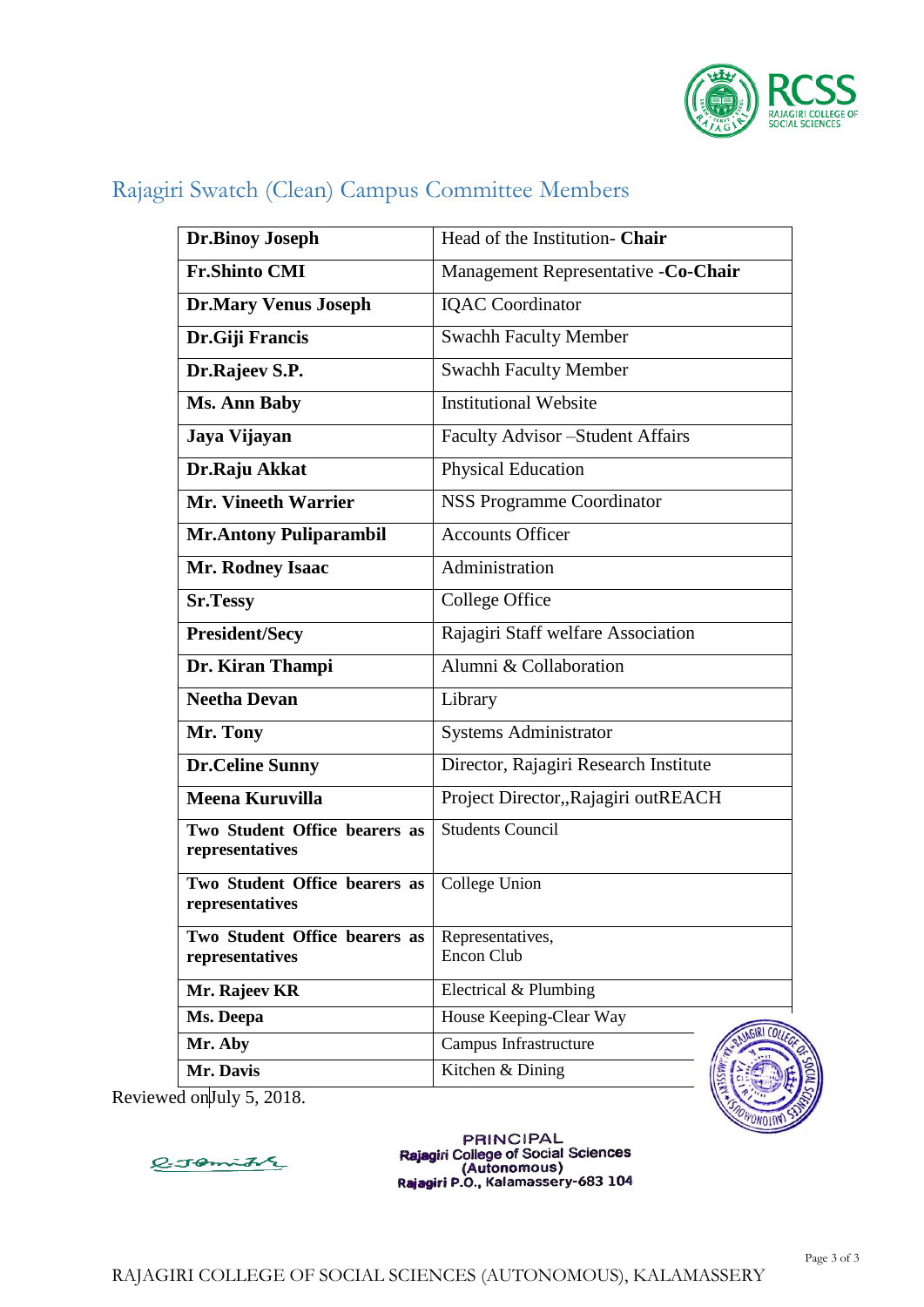# Rajagiri Swatch (Clean) Campus Committee Members

| | |
|---|---|
| **Dr.Binoy Joseph** | Head of the Institution- **Chair** |
| **Fr.Shinto CMI** | Management Representative -**Co-Chair** |
| **Dr.Mary Venus Joseph** | IQAC Coordinator |
| **Dr.Giji Francis** | Swachh Faculty Member |
| **Dr.Rajeev S.P.** | Swachh Faculty Member |
| **Ms. Ann Baby** | Institutional Website |
| **Jaya Vijayan** | Faculty Advisor –Student Affairs |
| **Dr.Raju Akkat** | Physical Education |
| **Mr. Vineeth Warrier** | NSS Programme Coordinator |
| **Mr.Antony Puliparambil** | Accounts Officer |
| **Mr. Rodney Isaac** | Administration |
| **Sr.Tessy** | College Office |
| **President/Secy** | Rajagiri Staff welfare Association |
| **Dr. Kiran Thampi** | Alumni & Collaboration |
| **Neetha Devan** | Library |
| **Mr. Tony** | Systems Administrator |
| **Dr.Celine Sunny** | Director, Rajagiri Research Institute |
| **Meena Kuruvilla** | Project Director,,Rajagiri outREACH |
| **Two Student Office bearers as representatives** | Students Council |
| **Two Student Office bearers as representatives** | College Union |
| **Two Student Office bearers as representatives** | Representatives, Encon Club |
| **Mr. Rajeev KR** | Electrical & Plumbing |
| **Ms. Deepa** | House Keeping-Clear Way |
| **Mr. Aby** | Campus Infrastructure |
| **Mr. Davis** | Kitchen & Dining |

Reviewed on July 5, 2018.

PRINCIPAL
Rajagiri College of Social Sciences
(Autonomous)
Rajagiri P.O., Kalamassery-683 104